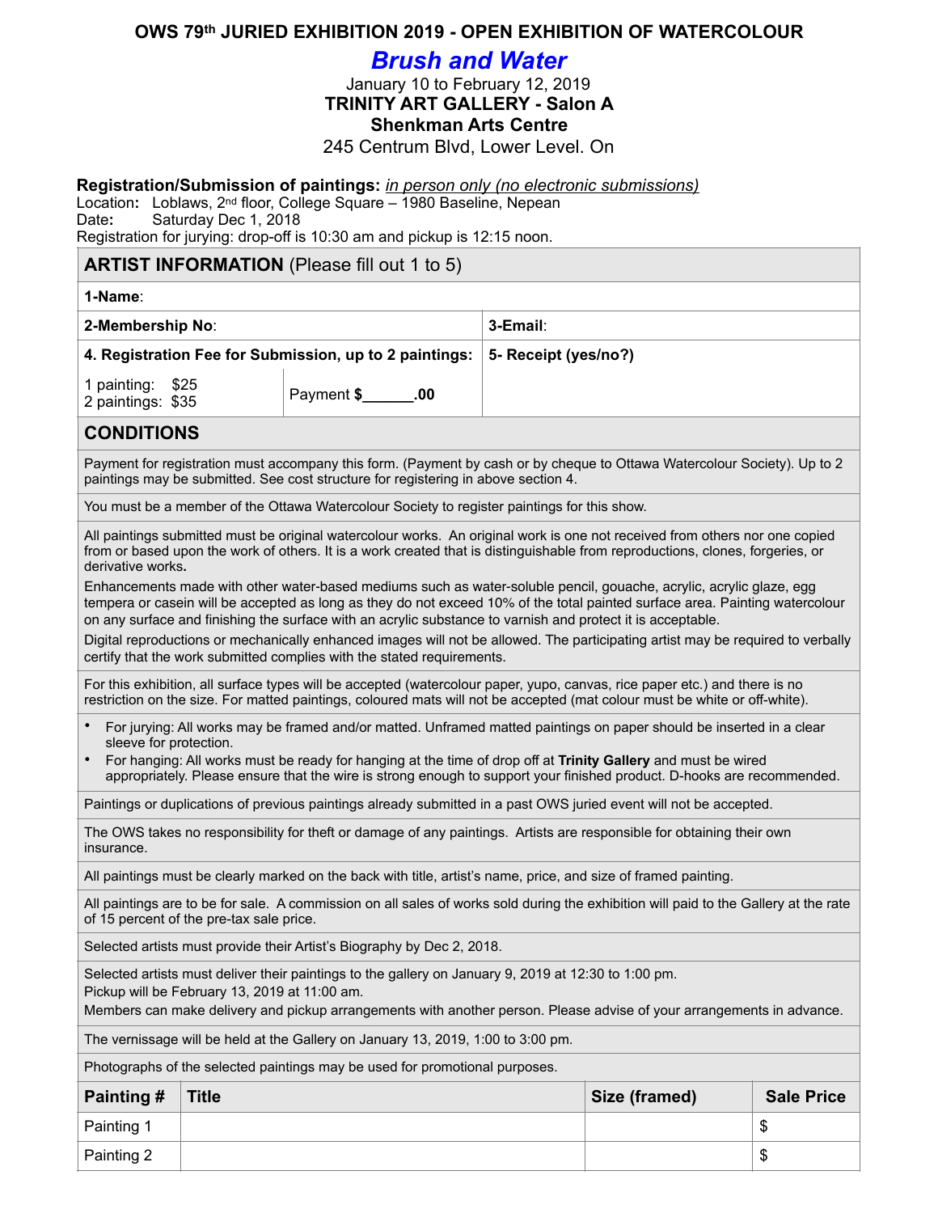# OWS 79th JURIED EXHIBITION 2019 - OPEN EXHIBITION OF WATERCOLOUR

## *Brush and Water*

January 10 to February 12, 2019
**TRINITY ART GALLERY - Salon A**
**Shenkman Arts Centre**
245 Centrum Blvd, Lower Level. On

**Registration/Submission of paintings:** *in person only (no electronic submissions)*
Location**:** Loblaws, 2nd floor, College Square – 1980 Baseline, Nepean
Date**:** Saturday Dec 1, 2018
Registration for jurying: drop-off is 10:30 am and pickup is 12:15 noon.

## ARTIST INFORMATION (Please fill out 1 to 5)

| **1-Name**: | | |
|---|---|---|
| **2-Membership No**: | | **3-Email**: |
| **4. Registration Fee for Submission, up to 2 paintings:** | | **5- Receipt (yes/no?)** |
| 1 painting: $25<br>2 paintings: $35 | Payment **$______.00** | |

## CONDITIONS

Payment for registration must accompany this form. (Payment by cash or by cheque to Ottawa Watercolour Society). Up to 2 paintings may be submitted. See cost structure for registering in above section 4.

You must be a member of the Ottawa Watercolour Society to register paintings for this show.

All paintings submitted must be original watercolour works. An original work is one not received from others nor one copied from or based upon the work of others. It is a work created that is distinguishable from reproductions, clones, forgeries, or derivative works**.**

Enhancements made with other water-based mediums such as water-soluble pencil, gouache, acrylic, acrylic glaze, egg tempera or casein will be accepted as long as they do not exceed 10% of the total painted surface area. Painting watercolour on any surface and finishing the surface with an acrylic substance to varnish and protect it is acceptable.

Digital reproductions or mechanically enhanced images will not be allowed. The participating artist may be required to verbally certify that the work submitted complies with the stated requirements.

For this exhibition, all surface types will be accepted (watercolour paper, yupo, canvas, rice paper etc.) and there is no restriction on the size. For matted paintings, coloured mats will not be accepted (mat colour must be white or off-white).

- For jurying: All works may be framed and/or matted. Unframed matted paintings on paper should be inserted in a clear sleeve for protection.
- For hanging: All works must be ready for hanging at the time of drop off at **Trinity Gallery** and must be wired appropriately. Please ensure that the wire is strong enough to support your finished product. D-hooks are recommended.

Paintings or duplications of previous paintings already submitted in a past OWS juried event will not be accepted.

The OWS takes no responsibility for theft or damage of any paintings. Artists are responsible for obtaining their own insurance.

All paintings must be clearly marked on the back with title, artist's name, price, and size of framed painting.

All paintings are to be for sale. A commission on all sales of works sold during the exhibition will paid to the Gallery at the rate of 15 percent of the pre-tax sale price.

Selected artists must provide their Artist's Biography by Dec 2, 2018.

Selected artists must deliver their paintings to the gallery on January 9, 2019 at 12:30 to 1:00 pm.
Pickup will be February 13, 2019 at 11:00 am.
Members can make delivery and pickup arrangements with another person. Please advise of your arrangements in advance.

The vernissage will be held at the Gallery on January 13, 2019, 1:00 to 3:00 pm.

Photographs of the selected paintings may be used for promotional purposes.

| Painting # | Title | Size (framed) | Sale Price |
|---|---|---|---|
| Painting 1 | | | $ |
| Painting 2 | | | $ |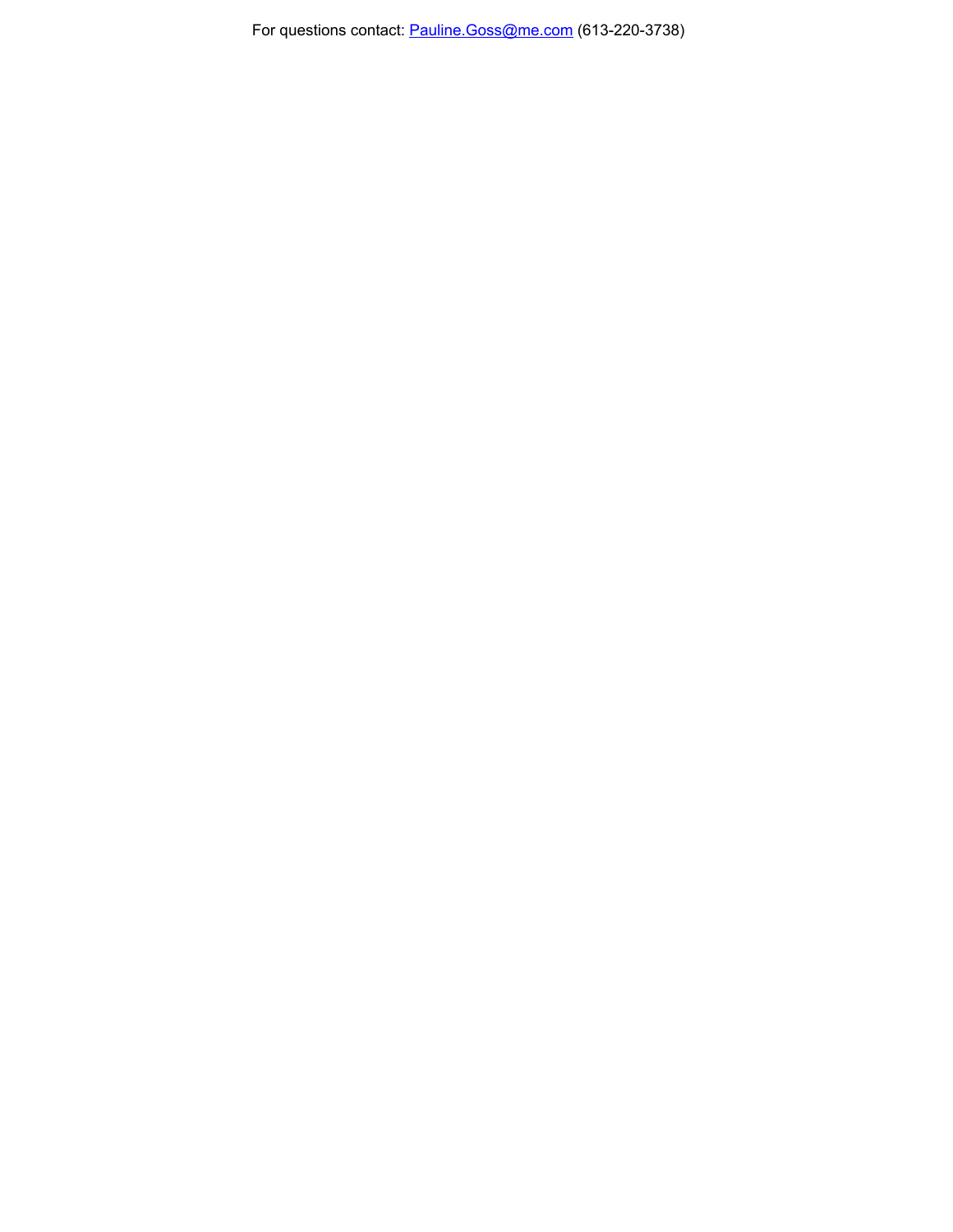For questions contact: [Pauline.Goss@me.com](mailto:Pauline.Goss@me.com) (613-220-3738)